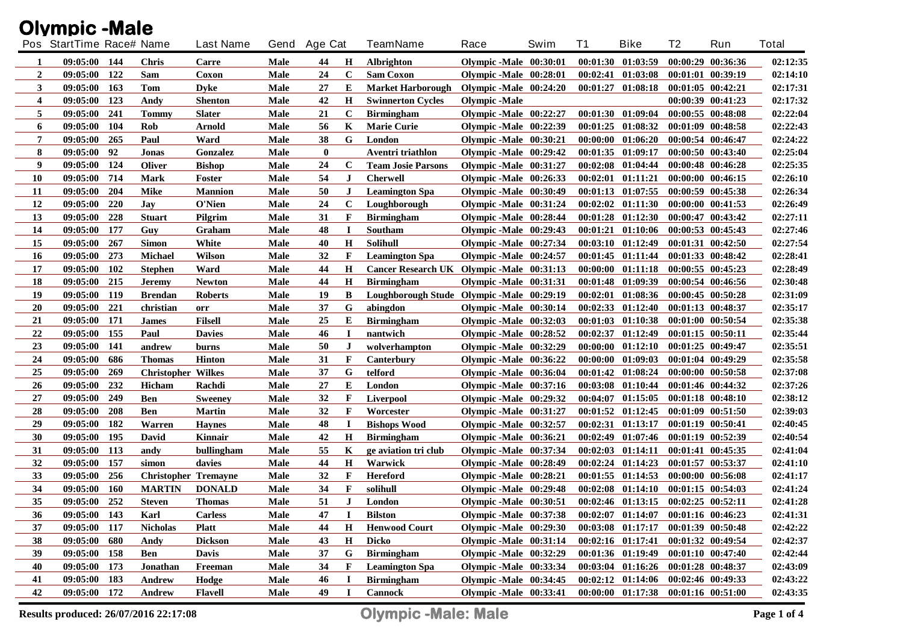# Olympic -Male

| Pos | StartTime | Race# | Name | Last Name | Gend | Age | Cat | TeamName | Race | Swim | T1 | Bike | T2 | Run | Total |
|---|---|---|---|---|---|---|---|---|---|---|---|---|---|---|---|
| 1 | 09:05:00 | 144 | Chris | Carre | Male | 44 | H | Albrighton | Olympic -Male | 00:30:01 | 00:01:30 | 01:03:59 | 00:00:29 | 00:36:36 | 02:12:35 |
| 2 | 09:05:00 | 122 | Sam | Coxon | Male | 24 | C | Sam Coxon | Olympic -Male | 00:28:01 | 00:02:41 | 01:03:08 | 00:01:01 | 00:39:19 | 02:14:10 |
| 3 | 09:05:00 | 163 | Tom | Dyke | Male | 27 | E | Market Harborough | Olympic -Male | 00:24:20 | 00:01:27 | 01:08:18 | 00:01:05 | 00:42:21 | 02:17:31 |
| 4 | 09:05:00 | 123 | Andy | Shenton | Male | 42 | H | Swinnerton Cycles | Olympic -Male | | | | 00:00:39 | 00:41:23 | 02:17:32 |
| 5 | 09:05:00 | 241 | Tommy | Slater | Male | 21 | C | Birmingham | Olympic -Male | 00:22:27 | 00:01:30 | 01:09:04 | 00:00:55 | 00:48:08 | 02:22:04 |
| 6 | 09:05:00 | 104 | Rob | Arnold | Male | 56 | K | Marie Curie | Olympic -Male | 00:22:39 | 00:01:25 | 01:08:32 | 00:01:09 | 00:48:58 | 02:22:43 |
| 7 | 09:05:00 | 265 | Paul | Ward | Male | 38 | G | London | Olympic -Male | 00:30:21 | 00:00:00 | 01:06:20 | 00:00:54 | 00:46:47 | 02:24:22 |
| 8 | 09:05:00 | 92 | Jonas | Gonzalez | Male | 0 | | Aventri triathlon | Olympic -Male | 00:29:42 | 00:01:35 | 01:09:17 | 00:00:50 | 00:43:40 | 02:25:04 |
| 9 | 09:05:00 | 124 | Oliver | Bishop | Male | 24 | C | Team Josie Parsons | Olympic -Male | 00:31:27 | 00:02:08 | 01:04:44 | 00:00:48 | 00:46:28 | 02:25:35 |
| 10 | 09:05:00 | 714 | Mark | Foster | Male | 54 | J | Cherwell | Olympic -Male | 00:26:33 | 00:02:01 | 01:11:21 | 00:00:00 | 00:46:15 | 02:26:10 |
| 11 | 09:05:00 | 204 | Mike | Mannion | Male | 50 | J | Leamington Spa | Olympic -Male | 00:30:49 | 00:01:13 | 01:07:55 | 00:00:59 | 00:45:38 | 02:26:34 |
| 12 | 09:05:00 | 220 | Jay | O'Nien | Male | 24 | C | Loughborough | Olympic -Male | 00:31:24 | 00:02:02 | 01:11:30 | 00:00:00 | 00:41:53 | 02:26:49 |
| 13 | 09:05:00 | 228 | Stuart | Pilgrim | Male | 31 | F | Birmingham | Olympic -Male | 00:28:44 | 00:01:28 | 01:12:30 | 00:00:47 | 00:43:42 | 02:27:11 |
| 14 | 09:05:00 | 177 | Guy | Graham | Male | 48 | I | Southam | Olympic -Male | 00:29:43 | 00:01:21 | 01:10:06 | 00:00:53 | 00:45:43 | 02:27:46 |
| 15 | 09:05:00 | 267 | Simon | White | Male | 40 | H | Solihull | Olympic -Male | 00:27:34 | 00:03:10 | 01:12:49 | 00:01:31 | 00:42:50 | 02:27:54 |
| 16 | 09:05:00 | 273 | Michael | Wilson | Male | 32 | F | Leamington Spa | Olympic -Male | 00:24:57 | 00:01:45 | 01:11:44 | 00:01:33 | 00:48:42 | 02:28:41 |
| 17 | 09:05:00 | 102 | Stephen | Ward | Male | 44 | H | Cancer Research UK | Olympic -Male | 00:31:13 | 00:00:00 | 01:11:18 | 00:00:55 | 00:45:23 | 02:28:49 |
| 18 | 09:05:00 | 215 | Jeremy | Newton | Male | 44 | H | Birmingham | Olympic -Male | 00:31:31 | 00:01:48 | 01:09:39 | 00:00:54 | 00:46:56 | 02:30:48 |
| 19 | 09:05:00 | 119 | Brendan | Roberts | Male | 19 | B | Loughborough Stude | Olympic -Male | 00:29:19 | 00:02:01 | 01:08:36 | 00:00:45 | 00:50:28 | 02:31:09 |
| 20 | 09:05:00 | 221 | christian | orr | Male | 37 | G | abingdon | Olympic -Male | 00:30:14 | 00:02:33 | 01:12:40 | 00:01:13 | 00:48:37 | 02:35:17 |
| 21 | 09:05:00 | 171 | James | Filsell | Male | 25 | E | Birmingham | Olympic -Male | 00:32:03 | 00:01:03 | 01:10:38 | 00:01:00 | 00:50:54 | 02:35:38 |
| 22 | 09:05:00 | 155 | Paul | Davies | Male | 46 | I | nantwich | Olympic -Male | 00:28:52 | 00:02:37 | 01:12:49 | 00:01:15 | 00:50:11 | 02:35:44 |
| 23 | 09:05:00 | 141 | andrew | burns | Male | 50 | J | wolverhampton | Olympic -Male | 00:32:29 | 00:00:00 | 01:12:10 | 00:01:25 | 00:49:47 | 02:35:51 |
| 24 | 09:05:00 | 686 | Thomas | Hinton | Male | 31 | F | Canterbury | Olympic -Male | 00:36:22 | 00:00:00 | 01:09:03 | 00:01:04 | 00:49:29 | 02:35:58 |
| 25 | 09:05:00 | 269 | Christopher | Wilkes | Male | 37 | G | telford | Olympic -Male | 00:36:04 | 00:01:42 | 01:08:24 | 00:00:00 | 00:50:58 | 02:37:08 |
| 26 | 09:05:00 | 232 | Hicham | Rachdi | Male | 27 | E | London | Olympic -Male | 00:37:16 | 00:03:08 | 01:10:44 | 00:01:46 | 00:44:32 | 02:37:26 |
| 27 | 09:05:00 | 249 | Ben | Sweeney | Male | 32 | F | Liverpool | Olympic -Male | 00:29:32 | 00:04:07 | 01:15:05 | 00:01:18 | 00:48:10 | 02:38:12 |
| 28 | 09:05:00 | 208 | Ben | Martin | Male | 32 | F | Worcester | Olympic -Male | 00:31:27 | 00:01:52 | 01:12:45 | 00:01:09 | 00:51:50 | 02:39:03 |
| 29 | 09:05:00 | 182 | Warren | Haynes | Male | 48 | I | Bishops Wood | Olympic -Male | 00:32:57 | 00:02:31 | 01:13:17 | 00:01:19 | 00:50:41 | 02:40:45 |
| 30 | 09:05:00 | 195 | David | Kinnair | Male | 42 | H | Birmingham | Olympic -Male | 00:36:21 | 00:02:49 | 01:07:46 | 00:01:19 | 00:52:39 | 02:40:54 |
| 31 | 09:05:00 | 113 | andy | bullingham | Male | 55 | K | ge aviation tri club | Olympic -Male | 00:37:34 | 00:02:03 | 01:14:11 | 00:01:41 | 00:45:35 | 02:41:04 |
| 32 | 09:05:00 | 157 | simon | davies | Male | 44 | H | Warwick | Olympic -Male | 00:28:49 | 00:02:24 | 01:14:23 | 00:01:57 | 00:53:37 | 02:41:10 |
| 33 | 09:05:00 | 256 | Christopher | Tremayne | Male | 32 | F | Hereford | Olympic -Male | 00:28:21 | 00:01:55 | 01:14:53 | 00:00:00 | 00:56:08 | 02:41:17 |
| 34 | 09:05:00 | 160 | MARTIN | DONALD | Male | 34 | F | solihull | Olympic -Male | 00:29:48 | 00:02:08 | 01:14:10 | 00:01:15 | 00:54:03 | 02:41:24 |
| 35 | 09:05:00 | 252 | Steven | Thomas | Male | 51 | J | London | Olympic -Male | 00:30:51 | 00:02:46 | 01:13:15 | 00:02:25 | 00:52:11 | 02:41:28 |
| 36 | 09:05:00 | 143 | Karl | Carless | Male | 47 | I | Bilston | Olympic -Male | 00:37:38 | 00:02:07 | 01:14:07 | 00:01:16 | 00:46:23 | 02:41:31 |
| 37 | 09:05:00 | 117 | Nicholas | Platt | Male | 44 | H | Henwood Court | Olympic -Male | 00:29:30 | 00:03:08 | 01:17:17 | 00:01:39 | 00:50:48 | 02:42:22 |
| 38 | 09:05:00 | 680 | Andy | Dickson | Male | 43 | H | Dicko | Olympic -Male | 00:31:14 | 00:02:16 | 01:17:41 | 00:01:32 | 00:49:54 | 02:42:37 |
| 39 | 09:05:00 | 158 | Ben | Davis | Male | 37 | G | Birmingham | Olympic -Male | 00:32:29 | 00:01:36 | 01:19:49 | 00:01:10 | 00:47:40 | 02:42:44 |
| 40 | 09:05:00 | 173 | Jonathan | Freeman | Male | 34 | F | Leamington Spa | Olympic -Male | 00:33:34 | 00:03:04 | 01:16:26 | 00:01:28 | 00:48:37 | 02:43:09 |
| 41 | 09:05:00 | 183 | Andrew | Hodge | Male | 46 | I | Birmingham | Olympic -Male | 00:34:45 | 00:02:12 | 01:14:06 | 00:02:46 | 00:49:33 | 02:43:22 |
| 42 | 09:05:00 | 172 | Andrew | Flavell | Male | 49 | I | Cannock | Olympic -Male | 00:33:41 | 00:00:00 | 01:17:38 | 00:01:16 | 00:51:00 | 02:43:35 |

Results produced: 26/07/2016 22:17:08

**Olympic -Male: Male**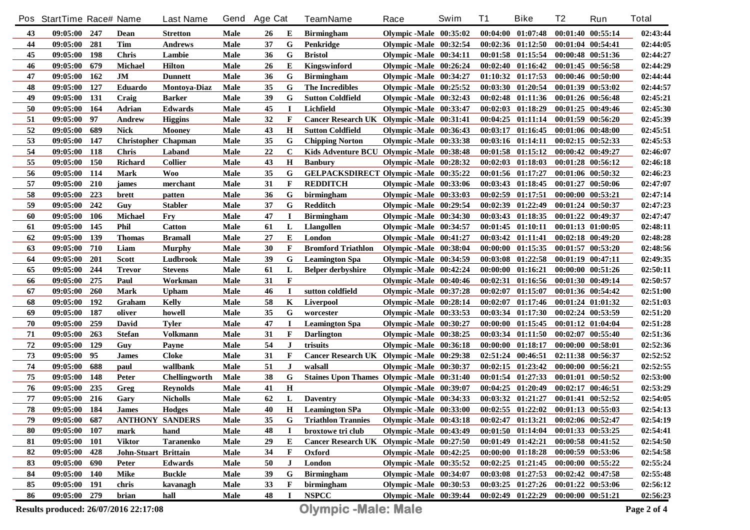| Pos | StartTime | Race# | Name | Last Name | Gend | Age | Cat | TeamName | Race | Swim | T1 | Bike | T2 | Run | Total |
|---|---|---|---|---|---|---|---|---|---|---|---|---|---|---|---|
| 43 | 09:05:00 | 247 | Dean | Stretton | Male | 26 | E | Birmingham | Olympic -Male | 00:35:02 | 00:04:00 | 01:07:48 | 00:01:40 | 00:55:14 | 02:43:44 |
| 44 | 09:05:00 | 281 | Tim | Andrews | Male | 37 | G | Penkridge | Olympic -Male | 00:32:54 | 00:02:36 | 01:12:50 | 00:01:04 | 00:54:41 | 02:44:05 |
| 45 | 09:05:00 | 198 | Chris | Lambie | Male | 36 | G | Bristol | Olympic -Male | 00:34:11 | 00:01:58 | 01:15:54 | 00:00:48 | 00:51:36 | 02:44:27 |
| 46 | 09:05:00 | 679 | Michael | Hilton | Male | 26 | E | Kingswinford | Olympic -Male | 00:26:24 | 00:02:40 | 01:16:42 | 00:01:45 | 00:56:58 | 02:44:29 |
| 47 | 09:05:00 | 162 | JM | Dunnett | Male | 36 | G | Birmingham | Olympic -Male | 00:34:27 | 01:10:32 | 01:17:53 | 00:00:46 | 00:50:00 | 02:44:44 |
| 48 | 09:05:00 | 127 | Eduardo | Montoya-Diaz | Male | 35 | G | The Incredibles | Olympic -Male | 00:25:52 | 00:03:30 | 01:20:54 | 00:01:39 | 00:53:02 | 02:44:57 |
| 49 | 09:05:00 | 131 | Craig | Barker | Male | 39 | G | Sutton Coldfield | Olympic -Male | 00:32:43 | 00:02:48 | 01:11:36 | 00:01:26 | 00:56:48 | 02:45:21 |
| 50 | 09:05:00 | 164 | Adrian | Edwards | Male | 45 | I | Lichfield | Olympic -Male | 00:33:47 | 00:02:03 | 01:18:29 | 00:01:25 | 00:49:46 | 02:45:30 |
| 51 | 09:05:00 | 97 | Andrew | Higgins | Male | 32 | F | Cancer Research UK | Olympic -Male | 00:31:41 | 00:04:25 | 01:11:14 | 00:01:59 | 00:56:20 | 02:45:39 |
| 52 | 09:05:00 | 689 | Nick | Mooney | Male | 43 | H | Sutton Coldfield | Olympic -Male | 00:36:43 | 00:03:17 | 01:16:45 | 00:01:06 | 00:48:00 | 02:45:51 |
| 53 | 09:05:00 | 147 | Christopher | Chapman | Male | 35 | G | Chipping Norton | Olympic -Male | 00:33:38 | 00:03:16 | 01:14:11 | 00:02:15 | 00:52:33 | 02:45:53 |
| 54 | 09:05:00 | 118 | Chris | Laband | Male | 22 | C | Kids Adventure BCU | Olympic -Male | 00:38:48 | 00:01:58 | 01:15:12 | 00:00:42 | 00:49:27 | 02:46:07 |
| 55 | 09:05:00 | 150 | Richard | Collier | Male | 43 | H | Banbury | Olympic -Male | 00:28:32 | 00:02:03 | 01:18:03 | 00:01:28 | 00:56:12 | 02:46:18 |
| 56 | 09:05:00 | 114 | Mark | Woo | Male | 35 | G | GELPACKSDIRECT | Olympic -Male | 00:35:22 | 00:01:56 | 01:17:27 | 00:01:06 | 00:50:32 | 02:46:23 |
| 57 | 09:05:00 | 210 | james | merchant | Male | 31 | F | REDDITCH | Olympic -Male | 00:33:06 | 00:03:43 | 01:18:45 | 00:01:27 | 00:50:06 | 02:47:07 |
| 58 | 09:05:00 | 223 | brett | patten | Male | 36 | G | birmingham | Olympic -Male | 00:33:03 | 00:02:59 | 01:17:51 | 00:00:00 | 00:53:21 | 02:47:14 |
| 59 | 09:05:00 | 242 | Guy | Stabler | Male | 37 | G | Redditch | Olympic -Male | 00:29:54 | 00:02:39 | 01:22:49 | 00:01:24 | 00:50:37 | 02:47:23 |
| 60 | 09:05:00 | 106 | Michael | Fry | Male | 47 | I | Birmingham | Olympic -Male | 00:34:30 | 00:03:43 | 01:18:35 | 00:01:22 | 00:49:37 | 02:47:47 |
| 61 | 09:05:00 | 145 | Phil | Catton | Male | 61 | L | Llangollen | Olympic -Male | 00:34:57 | 00:01:45 | 01:10:11 | 00:01:13 | 01:00:05 | 02:48:11 |
| 62 | 09:05:00 | 139 | Thomas | Bramall | Male | 27 | E | London | Olympic -Male | 00:41:27 | 00:03:42 | 01:11:41 | 00:02:18 | 00:49:20 | 02:48:28 |
| 63 | 09:05:00 | 710 | Liam | Murphy | Male | 30 | F | Bromford Triathlon | Olympic -Male | 00:38:04 | 00:00:00 | 01:15:35 | 00:01:57 | 00:53:20 | 02:48:56 |
| 64 | 09:05:00 | 201 | Scott | Ludbrook | Male | 39 | G | Leamington Spa | Olympic -Male | 00:34:59 | 00:03:08 | 01:22:58 | 00:01:19 | 00:47:11 | 02:49:35 |
| 65 | 09:05:00 | 244 | Trevor | Stevens | Male | 61 | L | Belper derbyshire | Olympic -Male | 00:42:24 | 00:00:00 | 01:16:21 | 00:00:00 | 00:51:26 | 02:50:11 |
| 66 | 09:05:00 | 275 | Paul | Workman | Male | 31 | F | | Olympic -Male | 00:40:46 | 00:02:31 | 01:16:56 | 00:01:30 | 00:49:14 | 02:50:57 |
| 67 | 09:05:00 | 260 | Mark | Upham | Male | 46 | I | sutton coldfield | Olympic -Male | 00:37:28 | 00:02:07 | 01:15:07 | 00:01:36 | 00:54:42 | 02:51:00 |
| 68 | 09:05:00 | 192 | Graham | Kelly | Male | 58 | K | Liverpool | Olympic -Male | 00:28:14 | 00:02:07 | 01:17:46 | 00:01:24 | 01:01:32 | 02:51:03 |
| 69 | 09:05:00 | 187 | oliver | howell | Male | 35 | G | worcester | Olympic -Male | 00:33:53 | 00:03:34 | 01:17:30 | 00:02:24 | 00:53:59 | 02:51:20 |
| 70 | 09:05:00 | 259 | David | Tyler | Male | 47 | I | Leamington Spa | Olympic -Male | 00:30:27 | 00:00:00 | 01:15:45 | 00:01:12 | 01:04:04 | 02:51:28 |
| 71 | 09:05:00 | 263 | Stefan | Volkmann | Male | 31 | F | Darlington | Olympic -Male | 00:38:25 | 00:03:34 | 01:11:50 | 00:02:07 | 00:55:40 | 02:51:36 |
| 72 | 09:05:00 | 129 | Guy | Payne | Male | 54 | J | trisuits | Olympic -Male | 00:36:18 | 00:00:00 | 01:18:17 | 00:00:00 | 00:58:01 | 02:52:36 |
| 73 | 09:05:00 | 95 | James | Cloke | Male | 31 | F | Cancer Research UK | Olympic -Male | 00:29:38 | 02:51:24 | 00:46:51 | 02:11:38 | 00:56:37 | 02:52:52 |
| 74 | 09:05:00 | 688 | paul | wallbank | Male | 51 | J | walsall | Olympic -Male | 00:30:37 | 00:02:15 | 01:23:42 | 00:00:00 | 00:56:21 | 02:52:55 |
| 75 | 09:05:00 | 148 | Peter | Chellingworth | Male | 38 | G | Staines Upon Thames | Olympic -Male | 00:31:40 | 00:01:54 | 01:27:33 | 00:01:01 | 00:50:52 | 02:53:00 |
| 76 | 09:05:00 | 235 | Greg | Reynolds | Male | 41 | H | | Olympic -Male | 00:39:07 | 00:04:25 | 01:20:49 | 00:02:17 | 00:46:51 | 02:53:29 |
| 77 | 09:05:00 | 216 | Gary | Nicholls | Male | 62 | L | Daventry | Olympic -Male | 00:34:33 | 00:03:32 | 01:21:27 | 00:01:41 | 00:52:52 | 02:54:05 |
| 78 | 09:05:00 | 184 | James | Hodges | Male | 40 | H | Leamington SPa | Olympic -Male | 00:33:00 | 00:02:55 | 01:22:02 | 00:01:13 | 00:55:03 | 02:54:13 |
| 79 | 09:05:00 | 687 | ANTHONY | SANDERS | Male | 35 | G | Triathlon Trannies | Olympic -Male | 00:43:18 | 00:02:47 | 01:13:21 | 00:02:06 | 00:52:47 | 02:54:19 |
| 80 | 09:05:00 | 107 | mark | hand | Male | 48 | I | broxtowe tri club | Olympic -Male | 00:43:49 | 00:01:50 | 01:14:04 | 00:01:33 | 00:53:25 | 02:54:41 |
| 81 | 09:05:00 | 101 | Viktor | Taranenko | Male | 29 | E | Cancer Research UK | Olympic -Male | 00:27:50 | 00:01:49 | 01:42:21 | 00:00:58 | 00:41:52 | 02:54:50 |
| 82 | 09:05:00 | 428 | John-Stuart | Brittain | Male | 34 | F | Oxford | Olympic -Male | 00:42:25 | 00:00:00 | 01:18:28 | 00:00:59 | 00:53:06 | 02:54:58 |
| 83 | 09:05:00 | 690 | Peter | Edwards | Male | 50 | J | London | Olympic -Male | 00:35:52 | 00:02:25 | 01:21:45 | 00:00:00 | 00:55:22 | 02:55:24 |
| 84 | 09:05:00 | 140 | Mike | Buckle | Male | 39 | G | Birmingham | Olympic -Male | 00:34:07 | 00:03:08 | 01:27:53 | 00:02:42 | 00:47:58 | 02:55:48 |
| 85 | 09:05:00 | 191 | chris | kavanagh | Male | 33 | F | birmingham | Olympic -Male | 00:30:53 | 00:03:25 | 01:27:26 | 00:01:22 | 00:53:06 | 02:56:12 |
| 86 | 09:05:00 | 279 | brian | hall | Male | 48 | I | NSPCC | Olympic -Male | 00:39:44 | 00:02:49 | 01:22:29 | 00:00:00 | 00:51:21 | 02:56:23 |

Results produced: 26/07/2016 22:17:08

**Olympic -Male: Male**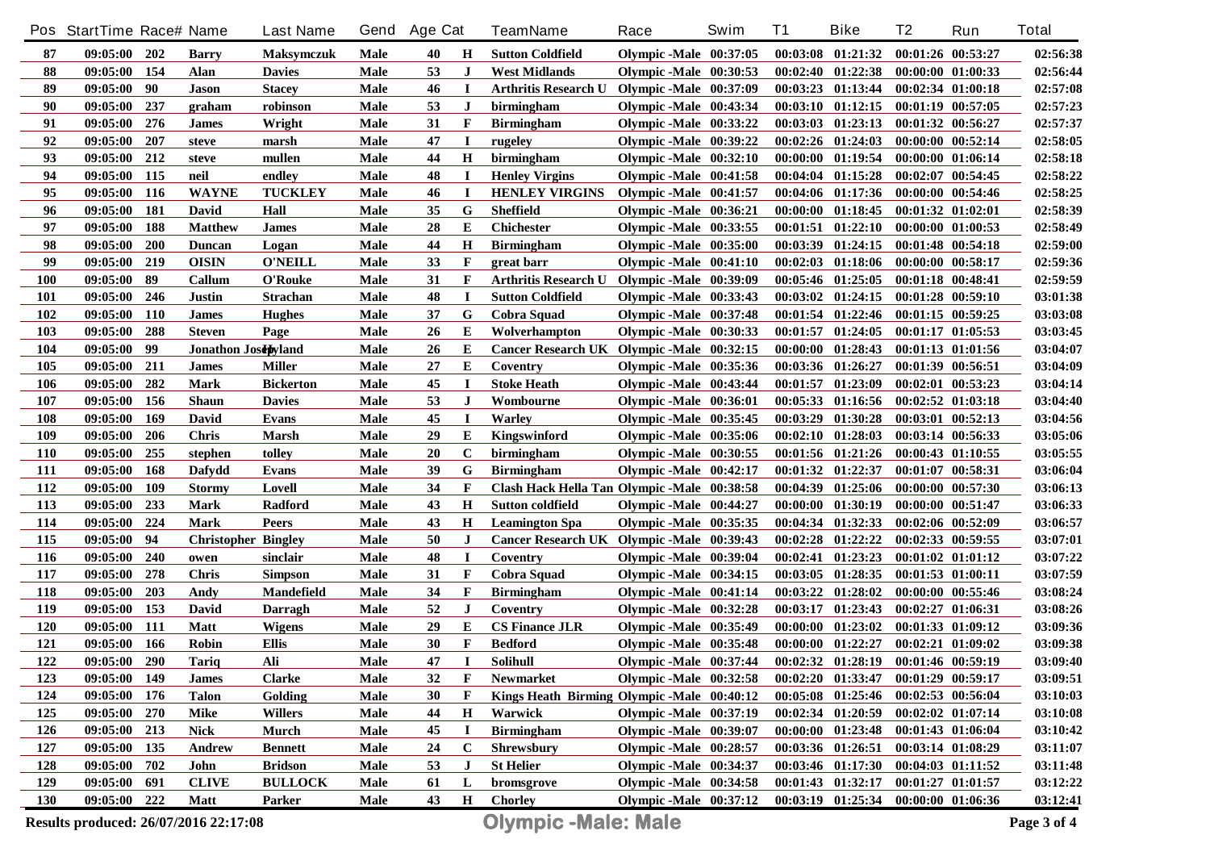| Pos | StartTime | Race# | Name | Last Name | Gend | Age | Cat | TeamName | Race | Swim | T1 | Bike | T2 | Run | Total |
|---|---|---|---|---|---|---|---|---|---|---|---|---|---|---|---|
| 87 | 09:05:00 | 202 | Barry | Maksymczuk | Male | 40 | H | Sutton Coldfield | Olympic -Male | 00:37:05 | 00:03:08 | 01:21:32 | 00:01:26 | 00:53:27 | 02:56:38 |
| 88 | 09:05:00 | 154 | Alan | Davies | Male | 53 | J | West Midlands | Olympic -Male | 00:30:53 | 00:02:40 | 01:22:38 | 00:00:00 | 01:00:33 | 02:56:44 |
| 89 | 09:05:00 | 90 | Jason | Stacey | Male | 46 | I | Arthritis Research U | Olympic -Male | 00:37:09 | 00:03:23 | 01:13:44 | 00:02:34 | 01:00:18 | 02:57:08 |
| 90 | 09:05:00 | 237 | graham | robinson | Male | 53 | J | birmingham | Olympic -Male | 00:43:34 | 00:03:10 | 01:12:15 | 00:01:19 | 00:57:05 | 02:57:23 |
| 91 | 09:05:00 | 276 | James | Wright | Male | 31 | F | Birmingham | Olympic -Male | 00:33:22 | 00:03:03 | 01:23:13 | 00:01:32 | 00:56:27 | 02:57:37 |
| 92 | 09:05:00 | 207 | steve | marsh | Male | 47 | I | rugeley | Olympic -Male | 00:39:22 | 00:02:26 | 01:24:03 | 00:00:00 | 00:52:14 | 02:58:05 |
| 93 | 09:05:00 | 212 | steve | mullen | Male | 44 | H | birmingham | Olympic -Male | 00:32:10 | 00:00:00 | 01:19:54 | 00:00:00 | 01:06:14 | 02:58:18 |
| 94 | 09:05:00 | 115 | neil | endley | Male | 48 | I | Henley Virgins | Olympic -Male | 00:41:58 | 00:04:04 | 01:15:28 | 00:02:07 | 00:54:45 | 02:58:22 |
| 95 | 09:05:00 | 116 | WAYNE | TUCKLEY | Male | 46 | I | HENLEY VIRGINS | Olympic -Male | 00:41:57 | 00:04:06 | 01:17:36 | 00:00:00 | 00:54:46 | 02:58:25 |
| 96 | 09:05:00 | 181 | David | Hall | Male | 35 | G | Sheffield | Olympic -Male | 00:36:21 | 00:00:00 | 01:18:45 | 00:01:32 | 01:02:01 | 02:58:39 |
| 97 | 09:05:00 | 188 | Matthew | James | Male | 28 | E | Chichester | Olympic -Male | 00:33:55 | 00:01:51 | 01:22:10 | 00:00:00 | 01:00:53 | 02:58:49 |
| 98 | 09:05:00 | 200 | Duncan | Logan | Male | 44 | H | Birmingham | Olympic -Male | 00:35:00 | 00:03:39 | 01:24:15 | 00:01:48 | 00:54:18 | 02:59:00 |
| 99 | 09:05:00 | 219 | OISIN | O'NEILL | Male | 33 | F | great barr | Olympic -Male | 00:41:10 | 00:02:03 | 01:18:06 | 00:00:00 | 00:58:17 | 02:59:36 |
| 100 | 09:05:00 | 89 | Callum | O'Rouke | Male | 31 | F | Arthritis Research U | Olympic -Male | 00:39:09 | 00:05:46 | 01:25:05 | 00:01:18 | 00:48:41 | 02:59:59 |
| 101 | 09:05:00 | 246 | Justin | Strachan | Male | 48 | I | Sutton Coldfield | Olympic -Male | 00:33:43 | 00:03:02 | 01:24:15 | 00:01:28 | 00:59:10 | 03:01:38 |
| 102 | 09:05:00 | 110 | James | Hughes | Male | 37 | G | Cobra Squad | Olympic -Male | 00:37:48 | 00:01:54 | 01:22:46 | 00:01:15 | 00:59:25 | 03:03:08 |
| 103 | 09:05:00 | 288 | Steven | Page | Male | 26 | E | Wolverhampton | Olympic -Male | 00:30:33 | 00:01:57 | 01:24:05 | 00:01:17 | 01:05:53 | 03:03:45 |
| 104 | 09:05:00 | 99 | Jonathon Joseph | Hyland | Male | 26 | E | Cancer Research UK | Olympic -Male | 00:32:15 | 00:00:00 | 01:28:43 | 00:01:13 | 01:01:56 | 03:04:07 |
| 105 | 09:05:00 | 211 | James | Miller | Male | 27 | E | Coventry | Olympic -Male | 00:35:36 | 00:03:36 | 01:26:27 | 00:01:39 | 00:56:51 | 03:04:09 |
| 106 | 09:05:00 | 282 | Mark | Bickerton | Male | 45 | I | Stoke Heath | Olympic -Male | 00:43:44 | 00:01:57 | 01:23:09 | 00:02:01 | 00:53:23 | 03:04:14 |
| 107 | 09:05:00 | 156 | Shaun | Davies | Male | 53 | J | Wombourne | Olympic -Male | 00:36:01 | 00:05:33 | 01:16:56 | 00:02:52 | 01:03:18 | 03:04:40 |
| 108 | 09:05:00 | 169 | David | Evans | Male | 45 | I | Warley | Olympic -Male | 00:35:45 | 00:03:29 | 01:30:28 | 00:03:01 | 00:52:13 | 03:04:56 |
| 109 | 09:05:00 | 206 | Chris | Marsh | Male | 29 | E | Kingswinford | Olympic -Male | 00:35:06 | 00:02:10 | 01:28:03 | 00:03:14 | 00:56:33 | 03:05:06 |
| 110 | 09:05:00 | 255 | stephen | tolley | Male | 20 | C | birmingham | Olympic -Male | 00:30:55 | 00:01:56 | 01:21:26 | 00:00:43 | 01:10:55 | 03:05:55 |
| 111 | 09:05:00 | 168 | Dafydd | Evans | Male | 39 | G | Birmingham | Olympic -Male | 00:42:17 | 00:01:32 | 01:22:37 | 00:01:07 | 00:58:31 | 03:06:04 |
| 112 | 09:05:00 | 109 | Stormy | Lovell | Male | 34 | F | Clash Hack Hella Tan | Olympic -Male | 00:38:58 | 00:04:39 | 01:25:06 | 00:00:00 | 00:57:30 | 03:06:13 |
| 113 | 09:05:00 | 233 | Mark | Radford | Male | 43 | H | Sutton coldfield | Olympic -Male | 00:44:27 | 00:00:00 | 01:30:19 | 00:00:00 | 00:51:47 | 03:06:33 |
| 114 | 09:05:00 | 224 | Mark | Peers | Male | 43 | H | Leamington Spa | Olympic -Male | 00:35:35 | 00:04:34 | 01:32:33 | 00:02:06 | 00:52:09 | 03:06:57 |
| 115 | 09:05:00 | 94 | Christopher | Bingley | Male | 50 | J | Cancer Research UK | Olympic -Male | 00:39:43 | 00:02:28 | 01:22:22 | 00:02:33 | 00:59:55 | 03:07:01 |
| 116 | 09:05:00 | 240 | owen | sinclair | Male | 48 | I | Coventry | Olympic -Male | 00:39:04 | 00:02:41 | 01:23:23 | 00:01:02 | 01:01:12 | 03:07:22 |
| 117 | 09:05:00 | 278 | Chris | Simpson | Male | 31 | F | Cobra Squad | Olympic -Male | 00:34:15 | 00:03:05 | 01:28:35 | 00:01:53 | 01:00:11 | 03:07:59 |
| 118 | 09:05:00 | 203 | Andy | Mandefield | Male | 34 | F | Birmingham | Olympic -Male | 00:41:14 | 00:03:22 | 01:28:02 | 00:00:00 | 00:55:46 | 03:08:24 |
| 119 | 09:05:00 | 153 | David | Darragh | Male | 52 | J | Coventry | Olympic -Male | 00:32:28 | 00:03:17 | 01:23:43 | 00:02:27 | 01:06:31 | 03:08:26 |
| 120 | 09:05:00 | 111 | Matt | Wigens | Male | 29 | E | CS Finance JLR | Olympic -Male | 00:35:49 | 00:00:00 | 01:23:02 | 00:01:33 | 01:09:12 | 03:09:36 |
| 121 | 09:05:00 | 166 | Robin | Ellis | Male | 30 | F | Bedford | Olympic -Male | 00:35:48 | 00:00:00 | 01:22:27 | 00:02:21 | 01:09:02 | 03:09:38 |
| 122 | 09:05:00 | 290 | Tariq | Ali | Male | 47 | I | Solihull | Olympic -Male | 00:37:44 | 00:02:32 | 01:28:19 | 00:01:46 | 00:59:19 | 03:09:40 |
| 123 | 09:05:00 | 149 | James | Clarke | Male | 32 | F | Newmarket | Olympic -Male | 00:32:58 | 00:02:20 | 01:33:47 | 00:01:29 | 00:59:17 | 03:09:51 |
| 124 | 09:05:00 | 176 | Talon | Golding | Male | 30 | F | Kings Heath Birming | Olympic -Male | 00:40:12 | 00:05:08 | 01:25:46 | 00:02:53 | 00:56:04 | 03:10:03 |
| 125 | 09:05:00 | 270 | Mike | Willers | Male | 44 | H | Warwick | Olympic -Male | 00:37:19 | 00:02:34 | 01:20:59 | 00:02:02 | 01:07:14 | 03:10:08 |
| 126 | 09:05:00 | 213 | Nick | Murch | Male | 45 | I | Birmingham | Olympic -Male | 00:39:07 | 00:00:00 | 01:23:48 | 00:01:43 | 01:06:04 | 03:10:42 |
| 127 | 09:05:00 | 135 | Andrew | Bennett | Male | 24 | C | Shrewsbury | Olympic -Male | 00:28:57 | 00:03:36 | 01:26:51 | 00:03:14 | 01:08:29 | 03:11:07 |
| 128 | 09:05:00 | 702 | John | Bridson | Male | 53 | J | St Helier | Olympic -Male | 00:34:37 | 00:03:46 | 01:17:30 | 00:04:03 | 01:11:52 | 03:11:48 |
| 129 | 09:05:00 | 691 | CLIVE | BULLOCK | Male | 61 | L | bromsgrove | Olympic -Male | 00:34:58 | 00:01:43 | 01:32:17 | 00:01:27 | 01:01:57 | 03:12:22 |
| 130 | 09:05:00 | 222 | Matt | Parker | Male | 43 | H | Chorley | Olympic -Male | 00:37:12 | 00:03:19 | 01:25:34 | 00:00:00 | 01:06:36 | 03:12:41 |

Results produced: 26/07/2016 22:17:08

**Olympic -Male: Male**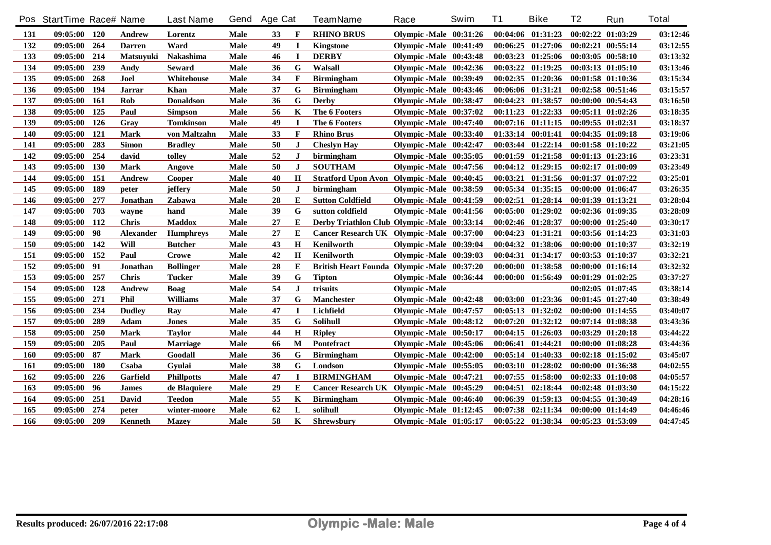| Pos | StartTime | Race# | Name | Last Name | Gend | Age | Cat | TeamName | Race | Swim | T1 | Bike | T2 | Run | Total |
|---|---|---|---|---|---|---|---|---|---|---|---|---|---|---|---|
| 131 | 09:05:00 | 120 | Andrew | Lorentz | Male | 33 | F | RHINO BRUS | Olympic -Male | 00:31:26 | 00:04:06 | 01:31:23 | 00:02:22 | 01:03:29 | 03:12:46 |
| 132 | 09:05:00 | 264 | Darren | Ward | Male | 49 | I | Kingstone | Olympic -Male | 00:41:49 | 00:06:25 | 01:27:06 | 00:02:21 | 00:55:14 | 03:12:55 |
| 133 | 09:05:00 | 214 | Matsuyuki | Nakashima | Male | 46 | I | DERBY | Olympic -Male | 00:43:48 | 00:03:23 | 01:25:06 | 00:03:05 | 00:58:10 | 03:13:32 |
| 134 | 09:05:00 | 239 | Andy | Seward | Male | 36 | G | Walsall | Olympic -Male | 00:42:36 | 00:03:22 | 01:19:25 | 00:03:13 | 01:05:10 | 03:13:46 |
| 135 | 09:05:00 | 268 | Joel | Whitehouse | Male | 34 | F | Birmingham | Olympic -Male | 00:39:49 | 00:02:35 | 01:20:36 | 00:01:58 | 01:10:36 | 03:15:34 |
| 136 | 09:05:00 | 194 | Jarrar | Khan | Male | 37 | G | Birmingham | Olympic -Male | 00:43:46 | 00:06:06 | 01:31:21 | 00:02:58 | 00:51:46 | 03:15:57 |
| 137 | 09:05:00 | 161 | Rob | Donaldson | Male | 36 | G | Derby | Olympic -Male | 00:38:47 | 00:04:23 | 01:38:57 | 00:00:00 | 00:54:43 | 03:16:50 |
| 138 | 09:05:00 | 125 | Paul | Simpson | Male | 56 | K | The 6 Footers | Olympic -Male | 00:37:02 | 00:11:23 | 01:22:33 | 00:05:11 | 01:02:26 | 03:18:35 |
| 139 | 09:05:00 | 126 | Gray | Tomkinson | Male | 49 | I | The 6 Footers | Olympic -Male | 00:47:40 | 00:07:16 | 01:11:15 | 00:09:55 | 01:02:31 | 03:18:37 |
| 140 | 09:05:00 | 121 | Mark | von Maltzahn | Male | 33 | F | Rhino Brus | Olympic -Male | 00:33:40 | 01:33:14 | 00:01:41 | 00:04:35 | 01:09:18 | 03:19:06 |
| 141 | 09:05:00 | 283 | Simon | Bradley | Male | 50 | J | Cheslyn Hay | Olympic -Male | 00:42:47 | 00:03:44 | 01:22:14 | 00:01:58 | 01:10:22 | 03:21:05 |
| 142 | 09:05:00 | 254 | david | tolley | Male | 52 | J | birmingham | Olympic -Male | 00:35:05 | 00:01:59 | 01:21:58 | 00:01:13 | 01:23:16 | 03:23:31 |
| 143 | 09:05:00 | 130 | Mark | Angove | Male | 50 | J | SOUTHAM | Olympic -Male | 00:47:56 | 00:04:12 | 01:29:15 | 00:02:17 | 01:00:09 | 03:23:49 |
| 144 | 09:05:00 | 151 | Andrew | Cooper | Male | 40 | H | Stratford Upon Avon | Olympic -Male | 00:40:45 | 00:03:21 | 01:31:56 | 00:01:37 | 01:07:22 | 03:25:01 |
| 145 | 09:05:00 | 189 | peter | jeffery | Male | 50 | J | birmingham | Olympic -Male | 00:38:59 | 00:05:34 | 01:35:15 | 00:00:00 | 01:06:47 | 03:26:35 |
| 146 | 09:05:00 | 277 | Jonathan | Zabawa | Male | 28 | E | Sutton Coldfield | Olympic -Male | 00:41:59 | 00:02:51 | 01:28:14 | 00:01:39 | 01:13:21 | 03:28:04 |
| 147 | 09:05:00 | 703 | wayne | hand | Male | 39 | G | sutton coldfield | Olympic -Male | 00:41:56 | 00:05:00 | 01:29:02 | 00:02:36 | 01:09:35 | 03:28:09 |
| 148 | 09:05:00 | 112 | Chris | Maddox | Male | 27 | E | Derby Triathlon Club | Olympic -Male | 00:33:14 | 00:02:46 | 01:28:37 | 00:00:00 | 01:25:40 | 03:30:17 |
| 149 | 09:05:00 | 98 | Alexander | Humphreys | Male | 27 | E | Cancer Research UK | Olympic -Male | 00:37:00 | 00:04:23 | 01:31:21 | 00:03:56 | 01:14:23 | 03:31:03 |
| 150 | 09:05:00 | 142 | Will | Butcher | Male | 43 | H | Kenilworth | Olympic -Male | 00:39:04 | 00:04:32 | 01:38:06 | 00:00:00 | 01:10:37 | 03:32:19 |
| 151 | 09:05:00 | 152 | Paul | Crowe | Male | 42 | H | Kenilworth | Olympic -Male | 00:39:03 | 00:04:31 | 01:34:17 | 00:03:53 | 01:10:37 | 03:32:21 |
| 152 | 09:05:00 | 91 | Jonathan | Bollinger | Male | 28 | E | British Heart Founda | Olympic -Male | 00:37:20 | 00:00:00 | 01:38:58 | 00:00:00 | 01:16:14 | 03:32:32 |
| 153 | 09:05:00 | 257 | Chris | Tucker | Male | 39 | G | Tipton | Olympic -Male | 00:36:44 | 00:00:00 | 01:56:49 | 00:01:29 | 01:02:25 | 03:37:27 |
| 154 | 09:05:00 | 128 | Andrew | Boag | Male | 54 | J | trisuits | Olympic -Male | | | | 00:02:05 | 01:07:45 | 03:38:14 |
| 155 | 09:05:00 | 271 | Phil | Williams | Male | 37 | G | Manchester | Olympic -Male | 00:42:48 | 00:03:00 | 01:23:36 | 00:01:45 | 01:27:40 | 03:38:49 |
| 156 | 09:05:00 | 234 | Dudley | Ray | Male | 47 | I | Lichfield | Olympic -Male | 00:47:57 | 00:05:13 | 01:32:02 | 00:00:00 | 01:14:55 | 03:40:07 |
| 157 | 09:05:00 | 289 | Adam | Jones | Male | 35 | G | Solihull | Olympic -Male | 00:48:12 | 00:07:20 | 01:32:12 | 00:07:14 | 01:08:38 | 03:43:36 |
| 158 | 09:05:00 | 250 | Mark | Taylor | Male | 44 | H | Ripley | Olympic -Male | 00:50:17 | 00:04:15 | 01:26:03 | 00:03:29 | 01:20:18 | 03:44:22 |
| 159 | 09:05:00 | 205 | Paul | Marriage | Male | 66 | M | Pontefract | Olympic -Male | 00:45:06 | 00:06:41 | 01:44:21 | 00:00:00 | 01:08:28 | 03:44:36 |
| 160 | 09:05:00 | 87 | Mark | Goodall | Male | 36 | G | Birmingham | Olympic -Male | 00:42:00 | 00:05:14 | 01:40:33 | 00:02:18 | 01:15:02 | 03:45:07 |
| 161 | 09:05:00 | 180 | Csaba | Gyulai | Male | 38 | G | Londson | Olympic -Male | 00:55:05 | 00:03:10 | 01:28:02 | 00:00:00 | 01:36:38 | 04:02:55 |
| 162 | 09:05:00 | 226 | Garfield | Phillpotts | Male | 47 | I | BIRMINGHAM | Olympic -Male | 00:47:21 | 00:07:55 | 01:58:00 | 00:02:33 | 01:10:08 | 04:05:57 |
| 163 | 09:05:00 | 96 | James | de Blaquiere | Male | 29 | E | Cancer Research UK | Olympic -Male | 00:45:29 | 00:04:51 | 02:18:44 | 00:02:48 | 01:03:30 | 04:15:22 |
| 164 | 09:05:00 | 251 | David | Teedon | Male | 55 | K | Birmingham | Olympic -Male | 00:46:40 | 00:06:39 | 01:59:13 | 00:04:55 | 01:30:49 | 04:28:16 |
| 165 | 09:05:00 | 274 | peter | winter-moore | Male | 62 | L | solihull | Olympic -Male | 01:12:45 | 00:07:38 | 02:11:34 | 00:00:00 | 01:14:49 | 04:46:46 |
| 166 | 09:05:00 | 209 | Kenneth | Mazey | Male | 58 | K | Shrewsbury | Olympic -Male | 01:05:17 | 00:05:22 | 01:38:34 | 00:05:23 | 01:53:09 | 04:47:45 |

**Results produced: 26/07/2016 22:17:08** **Olympic -Male: Male**